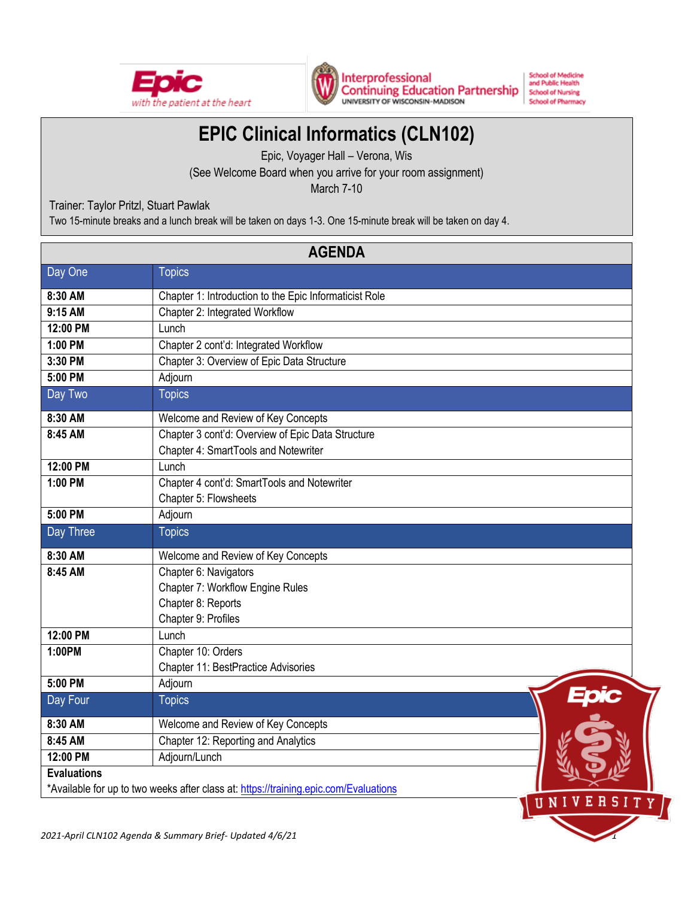# EPIC Clinical Informatics (CLN102)

Epic, Voyager Hall – Verona, Wis

(See Welcome Board when you arrive for your room assignment)

March 7-10

Trainer: Taylor Pritzl, Stuart Pawlak

Two 15-minute breaks and a lunch break will be taken on days 1-3. One 15-minute break will be taken on day 4.

## AGENDA

| Day One | Topics |
|---|---|
| **8:30 AM** | Chapter 1: Introduction to the Epic Informaticist Role |
| **9:15 AM** | Chapter 2: Integrated Workflow |
| **12:00 PM** | Lunch |
| **1:00 PM** | Chapter 2 cont'd: Integrated Workflow |
| **3:30 PM** | Chapter 3: Overview of Epic Data Structure |
| **5:00 PM** | Adjourn |
| **Day Two** | **Topics** |
| **8:30 AM** | Welcome and Review of Key Concepts |
| **8:45 AM** | Chapter 3 cont'd: Overview of Epic Data Structure<br>Chapter 4: SmartTools and Notewriter |
| **12:00 PM** | Lunch |
| **1:00 PM** | Chapter 4 cont'd: SmartTools and Notewriter<br>Chapter 5: Flowsheets |
| **5:00 PM** | Adjourn |
| **Day Three** | **Topics** |
| **8:30 AM** | Welcome and Review of Key Concepts |
| **8:45 AM** | Chapter 6: Navigators<br>Chapter 7: Workflow Engine Rules<br>Chapter 8: Reports<br>Chapter 9: Profiles |
| **12:00 PM** | Lunch |
| **1:00PM** | Chapter 10: Orders<br>Chapter 11: BestPractice Advisories |
| **5:00 PM** | Adjourn |
| **Day Four** | **Topic** |
| **8:30 AM** | Welcome and Review of Key Concepts |
| **8:45 AM** | Chapter 12: Reporting and Analytics |
| **12:00 PM** | Adjourn/Lunch |

**Evaluations**

*Available for up to two weeks after class at: [https://training.epic.com/Evaluations](https://training.epic.com/Evaluations)

*2021-April CLN102 Agenda & Summary Brief- Updated 4/6/21*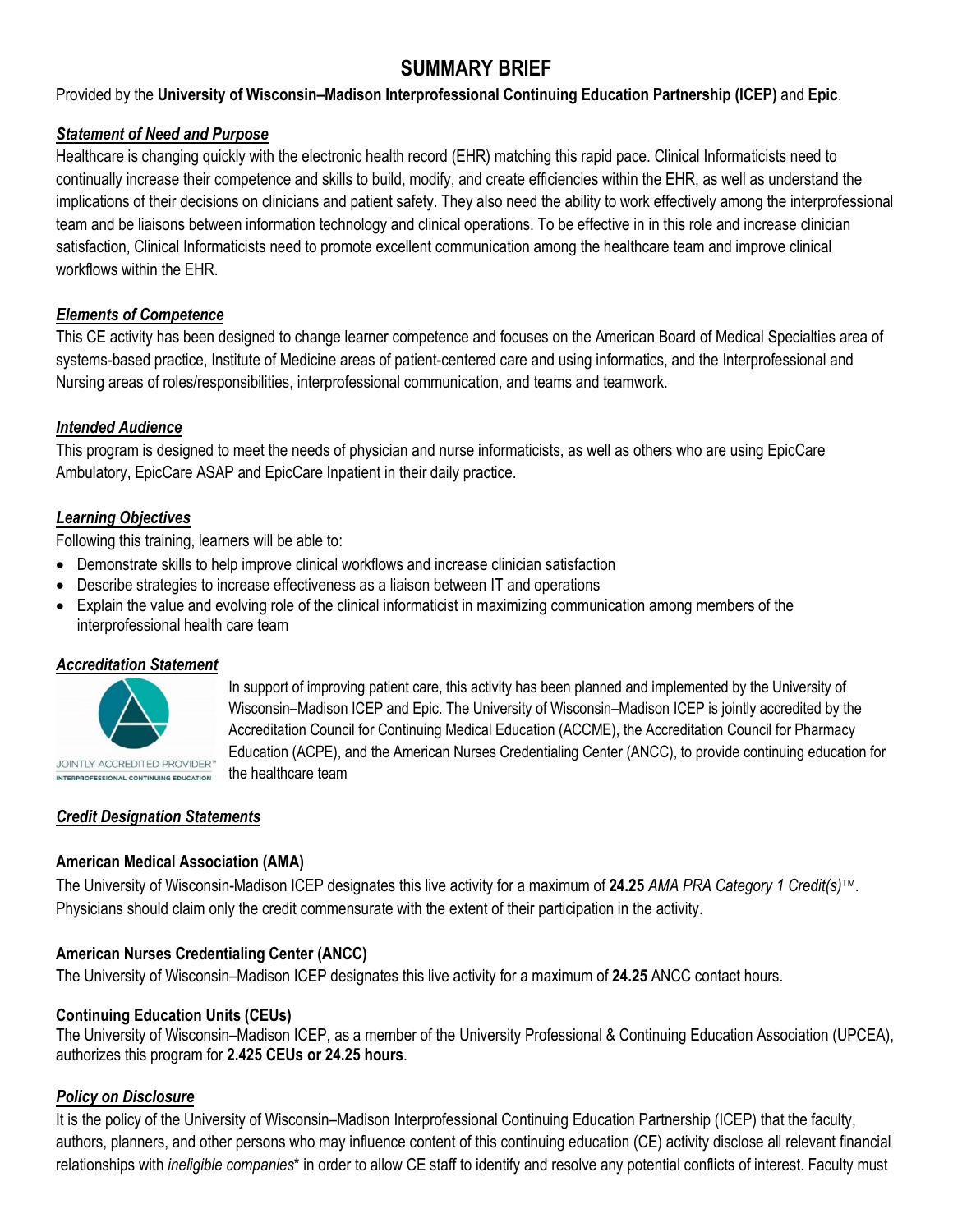# SUMMARY BRIEF

Provided by the **University of Wisconsin–Madison Interprofessional Continuing Education Partnership (ICEP)** and **Epic**.

## *Statement of Need and Purpose*

Healthcare is changing quickly with the electronic health record (EHR) matching this rapid pace. Clinical Informaticists need to continually increase their competence and skills to build, modify, and create efficiencies within the EHR, as well as understand the implications of their decisions on clinicians and patient safety. They also need the ability to work effectively among the interprofessional team and be liaisons between information technology and clinical operations. To be effective in in this role and increase clinician satisfaction, Clinical Informaticists need to promote excellent communication among the healthcare team and improve clinical workflows within the EHR.

## *Elements of Competence*

This CE activity has been designed to change learner competence and focuses on the American Board of Medical Specialties area of systems-based practice, Institute of Medicine areas of patient-centered care and using informatics, and the Interprofessional and Nursing areas of roles/responsibilities, interprofessional communication, and teams and teamwork.

## *Intended Audience*

This program is designed to meet the needs of physician and nurse informaticists, as well as others who are using EpicCare Ambulatory, EpicCare ASAP and EpicCare Inpatient in their daily practice.

## *Learning Objectives*

Following this training, learners will be able to:

- Demonstrate skills to help improve clinical workflows and increase clinician satisfaction
- Describe strategies to increase effectiveness as a liaison between IT and operations
- Explain the value and evolving role of the clinical informaticist in maximizing communication among members of the interprofessional health care team

## *Accreditation Statement*

JOINTLY ACCREDITED PROVIDER™ INTERPROFESSIONAL CONTINUING EDUCATION

In support of improving patient care, this activity has been planned and implemented by the University of Wisconsin–Madison ICEP and Epic. The University of Wisconsin–Madison ICEP is jointly accredited by the Accreditation Council for Continuing Medical Education (ACCME), the Accreditation Council for Pharmacy Education (ACPE), and the American Nurses Credentialing Center (ANCC), to provide continuing education for the healthcare team

## *Credit Designation Statements*

### American Medical Association (AMA)

The University of Wisconsin-Madison ICEP designates this live activity for a maximum of **24.25** *AMA PRA Category 1 Credit(s)*™. Physicians should claim only the credit commensurate with the extent of their participation in the activity.

### American Nurses Credentialing Center (ANCC)

The University of Wisconsin–Madison ICEP designates this live activity for a maximum of **24.25** ANCC contact hours.

### Continuing Education Units (CEUs)

The University of Wisconsin–Madison ICEP, as a member of the University Professional & Continuing Education Association (UPCEA), authorizes this program for **2.425 CEUs or 24.25 hours**.

## *Policy on Disclosure*

It is the policy of the University of Wisconsin–Madison Interprofessional Continuing Education Partnership (ICEP) that the faculty, authors, planners, and other persons who may influence content of this continuing education (CE) activity disclose all relevant financial relationships with *ineligible companies** in order to allow CE staff to identify and resolve any potential conflicts of interest. Faculty must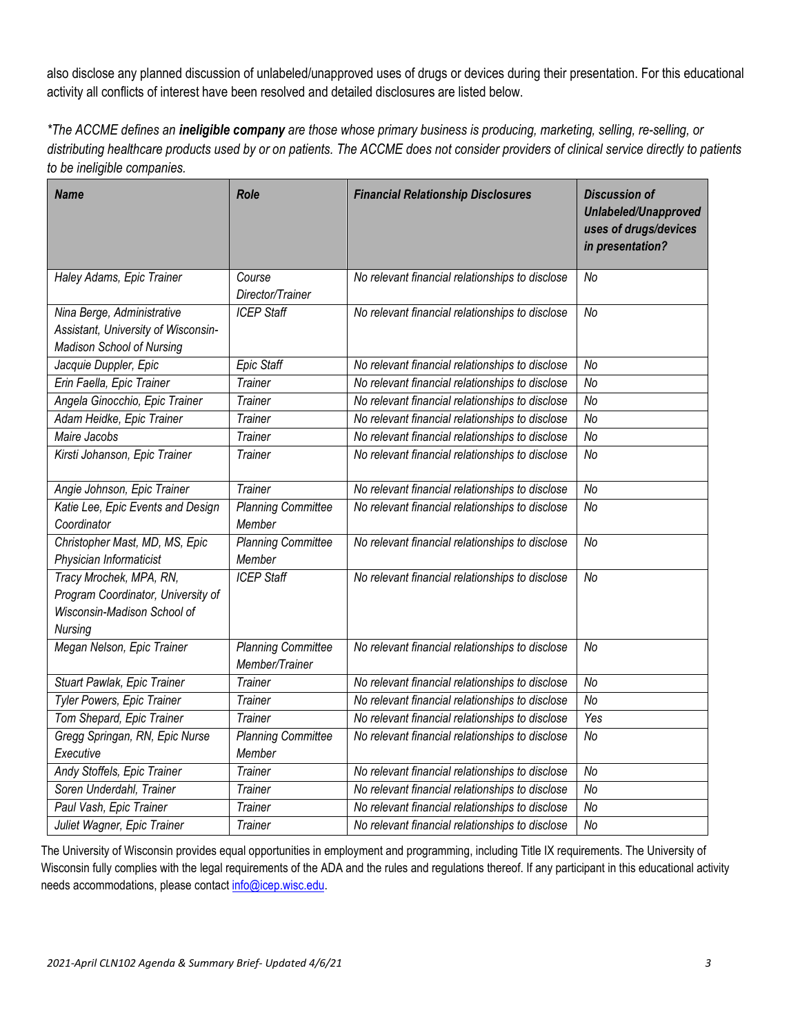also disclose any planned discussion of unlabeled/unapproved uses of drugs or devices during their presentation. For this educational activity all conflicts of interest have been resolved and detailed disclosures are listed below.

*\*The ACCME defines an **ineligible company** are those whose primary business is producing, marketing, selling, re-selling, or distributing healthcare products used by or on patients. The ACCME does not consider providers of clinical service directly to patients to be ineligible companies.*

| ***Name*** | ***Role*** | ***Financial Relationship Disclosures*** | ***Discussion of Unlabeled/Unapproved uses of drugs/devices in presentation?*** |
|---|---|---|---|
| *Haley Adams, Epic Trainer* | *Course Director/Trainer* | *No relevant financial relationships to disclose* | *No* |
| *Nina Berge, Administrative Assistant, University of Wisconsin-Madison School of Nursing* | *ICEP Staff* | *No relevant financial relationships to disclose* | *No* |
| *Jacquie Duppler, Epic* | *Epic Staff* | *No relevant financial relationships to disclose* | *No* |
| *Erin Faella, Epic Trainer* | *Trainer* | *No relevant financial relationships to disclose* | *No* |
| *Angela Ginocchio, Epic Trainer* | *Trainer* | *No relevant financial relationships to disclose* | *No* |
| *Adam Heidke, Epic Trainer* | *Trainer* | *No relevant financial relationships to disclose* | *No* |
| *Maire Jacobs* | *Trainer* | *No relevant financial relationships to disclose* | *No* |
| *Kirsti Johanson, Epic Trainer* | *Trainer* | *No relevant financial relationships to disclose* | *No* |
| *Angie Johnson, Epic Trainer* | *Trainer* | *No relevant financial relationships to disclose* | *No* |
| *Katie Lee, Epic Events and Design Coordinator* | *Planning Committee Member* | *No relevant financial relationships to disclose* | *No* |
| *Christopher Mast, MD, MS, Epic Physician Informaticist* | *Planning Committee Member* | *No relevant financial relationships to disclose* | *No* |
| *Tracy Mrochek, MPA, RN, Program Coordinator, University of Wisconsin-Madison School of Nursing* | *ICEP Staff* | *No relevant financial relationships to disclose* | *No* |
| *Megan Nelson, Epic Trainer* | *Planning Committee Member/Trainer* | *No relevant financial relationships to disclose* | *No* |
| *Stuart Pawlak, Epic Trainer* | *Trainer* | *No relevant financial relationships to disclose* | *No* |
| *Tyler Powers, Epic Trainer* | *Trainer* | *No relevant financial relationships to disclose* | *No* |
| *Tom Shepard, Epic Trainer* | *Trainer* | *No relevant financial relationships to disclose* | *Yes* |
| *Gregg Springan, RN, Epic Nurse Executive* | *Planning Committee Member* | *No relevant financial relationships to disclose* | *No* |
| *Andy Stoffels, Epic Trainer* | *Trainer* | *No relevant financial relationships to disclose* | *No* |
| *Soren Underdahl, Trainer* | *Trainer* | *No relevant financial relationships to disclose* | *No* |
| *Paul Vash, Epic Trainer* | *Trainer* | *No relevant financial relationships to disclose* | *No* |
| *Juliet Wagner, Epic Trainer* | *Trainer* | *No relevant financial relationships to disclose* | *No* |

The University of Wisconsin provides equal opportunities in employment and programming, including Title IX requirements. The University of Wisconsin fully complies with the legal requirements of the ADA and the rules and regulations thereof. If any participant in this educational activity needs accommodations, please contact info@icep.wisc.edu.